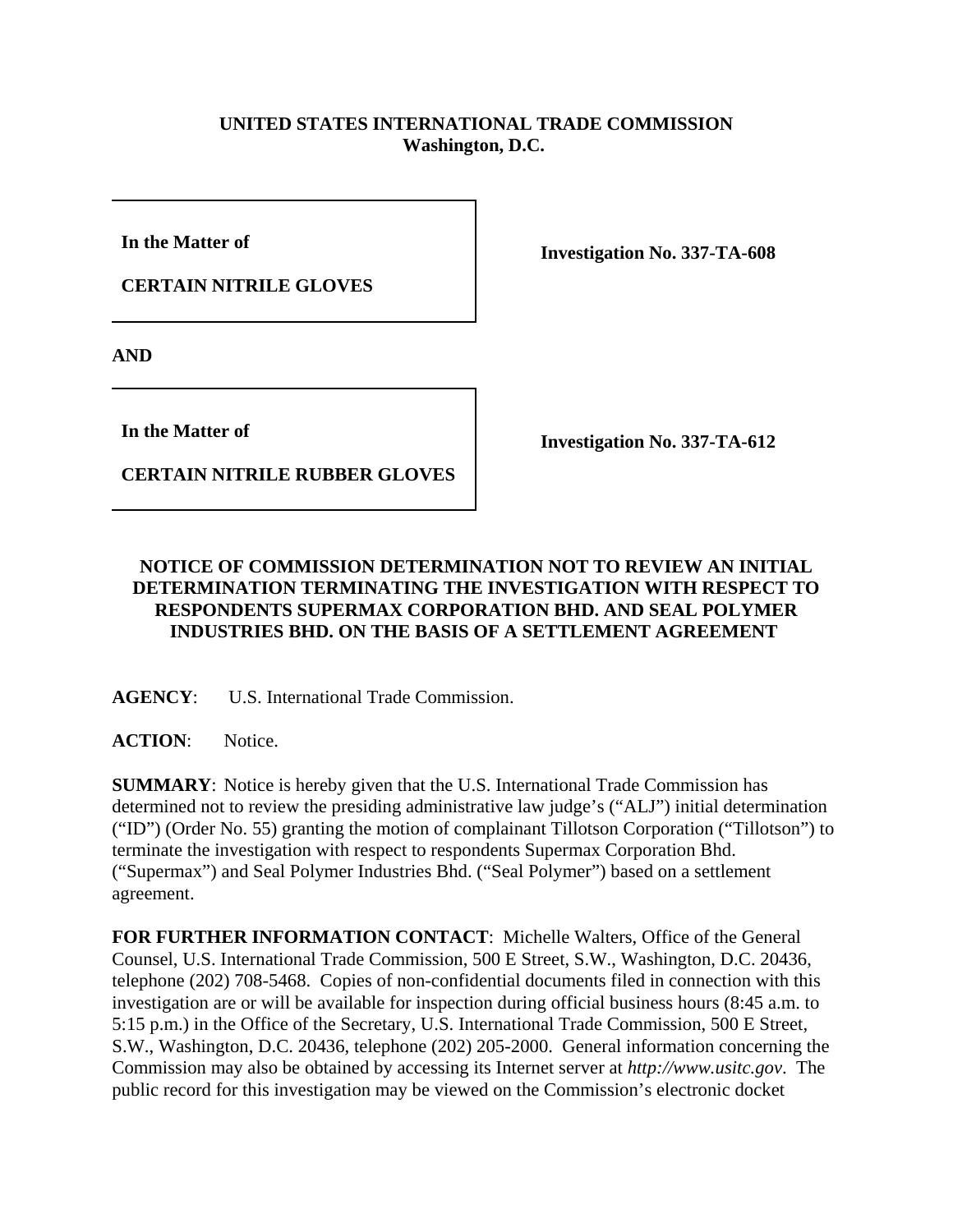**UNITED STATES INTERNATIONAL TRADE COMMISSION**
**Washington, D.C.**

| | |
|---|---|
| **In the Matter of**<br><br>**CERTAIN NITRILE GLOVES** | **Investigation No. 337-TA-608** |

**AND**

| | |
|---|---|
| **In the Matter of**<br><br>**CERTAIN NITRILE RUBBER GLOVES** | **Investigation No. 337-TA-612** |

## NOTICE OF COMMISSION DETERMINATION NOT TO REVIEW AN INITIAL DETERMINATION TERMINATING THE INVESTIGATION WITH RESPECT TO RESPONDENTS SUPERMAX CORPORATION BHD. AND SEAL POLYMER INDUSTRIES BHD. ON THE BASIS OF A SETTLEMENT AGREEMENT

**AGENCY**: U.S. International Trade Commission.

**ACTION**: Notice.

**SUMMARY**: Notice is hereby given that the U.S. International Trade Commission has determined not to review the presiding administrative law judge's ("ALJ") initial determination ("ID") (Order No. 55) granting the motion of complainant Tillotson Corporation ("Tillotson") to terminate the investigation with respect to respondents Supermax Corporation Bhd. ("Supermax") and Seal Polymer Industries Bhd. ("Seal Polymer") based on a settlement agreement.

**FOR FURTHER INFORMATION CONTACT**: Michelle Walters, Office of the General Counsel, U.S. International Trade Commission, 500 E Street, S.W., Washington, D.C. 20436, telephone (202) 708-5468. Copies of non-confidential documents filed in connection with this investigation are or will be available for inspection during official business hours (8:45 a.m. to 5:15 p.m.) in the Office of the Secretary, U.S. International Trade Commission, 500 E Street, S.W., Washington, D.C. 20436, telephone (202) 205-2000. General information concerning the Commission may also be obtained by accessing its Internet server at *http://www.usitc.gov*. The public record for this investigation may be viewed on the Commission's electronic docket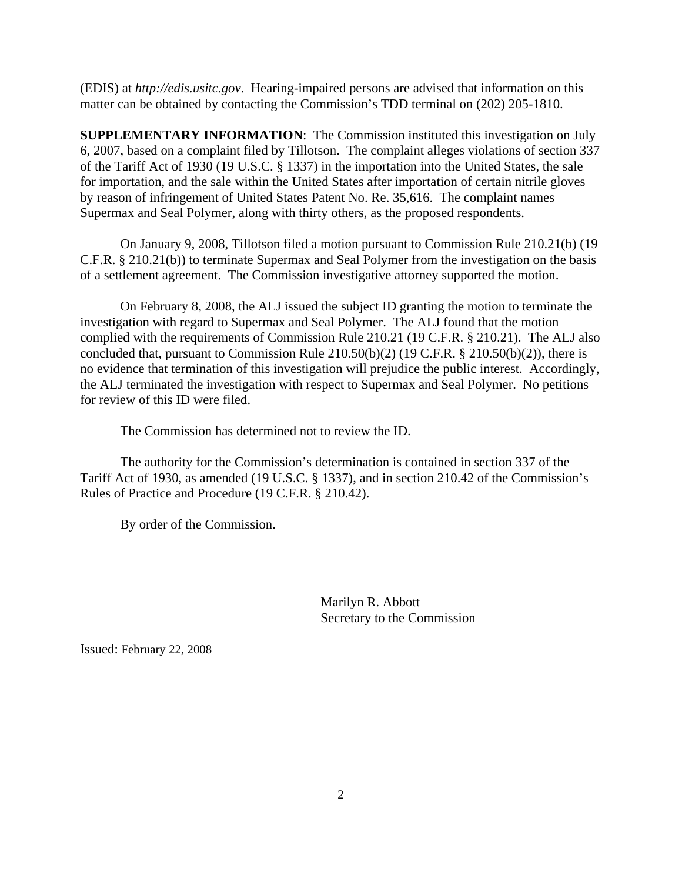(EDIS) at *http://edis.usitc.gov*. Hearing-impaired persons are advised that information on this matter can be obtained by contacting the Commission's TDD terminal on (202) 205-1810.

**SUPPLEMENTARY INFORMATION**: The Commission instituted this investigation on July 6, 2007, based on a complaint filed by Tillotson. The complaint alleges violations of section 337 of the Tariff Act of 1930 (19 U.S.C. § 1337) in the importation into the United States, the sale for importation, and the sale within the United States after importation of certain nitrile gloves by reason of infringement of United States Patent No. Re. 35,616. The complaint names Supermax and Seal Polymer, along with thirty others, as the proposed respondents.

On January 9, 2008, Tillotson filed a motion pursuant to Commission Rule 210.21(b) (19 C.F.R. § 210.21(b)) to terminate Supermax and Seal Polymer from the investigation on the basis of a settlement agreement. The Commission investigative attorney supported the motion.

On February 8, 2008, the ALJ issued the subject ID granting the motion to terminate the investigation with regard to Supermax and Seal Polymer. The ALJ found that the motion complied with the requirements of Commission Rule 210.21 (19 C.F.R. § 210.21). The ALJ also concluded that, pursuant to Commission Rule 210.50(b)(2) (19 C.F.R. § 210.50(b)(2)), there is no evidence that termination of this investigation will prejudice the public interest. Accordingly, the ALJ terminated the investigation with respect to Supermax and Seal Polymer. No petitions for review of this ID were filed.

The Commission has determined not to review the ID.

The authority for the Commission's determination is contained in section 337 of the Tariff Act of 1930, as amended (19 U.S.C. § 1337), and in section 210.42 of the Commission's Rules of Practice and Procedure (19 C.F.R. § 210.42).

By order of the Commission.

Marilyn R. Abbott
Secretary to the Commission

Issued: February 22, 2008